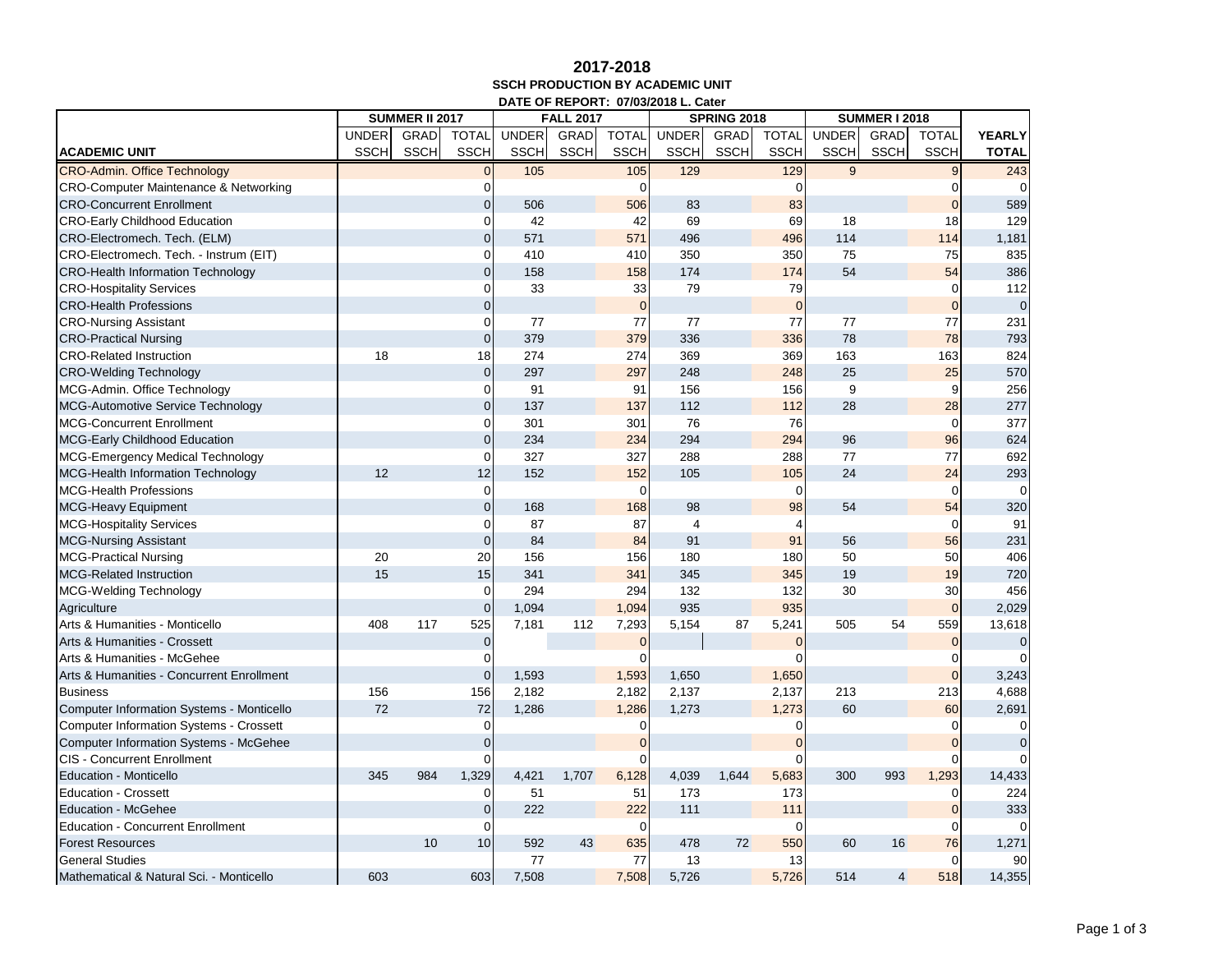# 2017-2018

## SSCH PRODUCTION BY ACADEMIC UNIT

**DATE OF REPORT: 07/03/2018 L. Cater**

| | SUMMER II 2017 | | | FALL 2017 | | | SPRING 2018 | | | SUMMER I 2018 | | | |
|---|---|---|---|---|---|---|---|---|---|---|---|---|---|
| ACADEMIC UNIT | UNDER SSCH | GRAD SSCH | TOTAL SSCH | UNDER SSCH | GRAD SSCH | TOTAL SSCH | UNDER SSCH | GRAD SSCH | TOTAL SSCH | UNDER SSCH | GRAD SSCH | TOTAL SSCH | YEARLY TOTAL |
| CRO-Admin. Office Technology | | | 0 | 105 | | 105 | 129 | | 129 | 9 | | 9 | 243 |
| CRO-Computer Maintenance & Networking | | | 0 | | | 0 | | | 0 | | | 0 | 0 |
| CRO-Concurrent Enrollment | | | 0 | 506 | | 506 | 83 | | 83 | | | 0 | 589 |
| CRO-Early Childhood Education | | | 0 | 42 | | 42 | 69 | | 69 | 18 | | 18 | 129 |
| CRO-Electromech. Tech. (ELM) | | | 0 | 571 | | 571 | 496 | | 496 | 114 | | 114 | 1,181 |
| CRO-Electromech. Tech. - Instrum (EIT) | | | 0 | 410 | | 410 | 350 | | 350 | 75 | | 75 | 835 |
| CRO-Health Information Technology | | | 0 | 158 | | 158 | 174 | | 174 | 54 | | 54 | 386 |
| CRO-Hospitality Services | | | 0 | 33 | | 33 | 79 | | 79 | | | 0 | 112 |
| CRO-Health Professions | | | 0 | | | 0 | | | 0 | | | 0 | 0 |
| CRO-Nursing Assistant | | | 0 | 77 | | 77 | 77 | | 77 | 77 | | 77 | 231 |
| CRO-Practical Nursing | | | 0 | 379 | | 379 | 336 | | 336 | 78 | | 78 | 793 |
| CRO-Related Instruction | 18 | | 18 | 274 | | 274 | 369 | | 369 | 163 | | 163 | 824 |
| CRO-Welding Technology | | | 0 | 297 | | 297 | 248 | | 248 | 25 | | 25 | 570 |
| MCG-Admin. Office Technology | | | 0 | 91 | | 91 | 156 | | 156 | 9 | | 9 | 256 |
| MCG-Automotive Service Technology | | | 0 | 137 | | 137 | 112 | | 112 | 28 | | 28 | 277 |
| MCG-Concurrent Enrollment | | | 0 | 301 | | 301 | 76 | | 76 | | | 0 | 377 |
| MCG-Early Childhood Education | | | 0 | 234 | | 234 | 294 | | 294 | 96 | | 96 | 624 |
| MCG-Emergency Medical Technology | | | 0 | 327 | | 327 | 288 | | 288 | 77 | | 77 | 692 |
| MCG-Health Information Technology | 12 | | 12 | 152 | | 152 | 105 | | 105 | 24 | | 24 | 293 |
| MCG-Health Professions | | | 0 | | | 0 | | | 0 | | | 0 | 0 |
| MCG-Heavy Equipment | | | 0 | 168 | | 168 | 98 | | 98 | 54 | | 54 | 320 |
| MCG-Hospitality Services | | | 0 | 87 | | 87 | 4 | | 4 | | | 0 | 91 |
| MCG-Nursing Assistant | | | 0 | 84 | | 84 | 91 | | 91 | 56 | | 56 | 231 |
| MCG-Practical Nursing | 20 | | 20 | 156 | | 156 | 180 | | 180 | 50 | | 50 | 406 |
| MCG-Related Instruction | 15 | | 15 | 341 | | 341 | 345 | | 345 | 19 | | 19 | 720 |
| MCG-Welding Technology | | | 0 | 294 | | 294 | 132 | | 132 | 30 | | 30 | 456 |
| Agriculture | | | 0 | 1,094 | | 1,094 | 935 | | 935 | | | 0 | 2,029 |
| Arts & Humanities - Monticello | 408 | 117 | 525 | 7,181 | 112 | 7,293 | 5,154 | 87 | 5,241 | 505 | 54 | 559 | 13,618 |
| Arts & Humanities - Crossett | | | 0 | | | 0 | | | 0 | | | 0 | 0 |
| Arts & Humanities - McGehee | | | 0 | | | 0 | | | 0 | | | 0 | 0 |
| Arts & Humanities - Concurrent Enrollment | | | 0 | 1,593 | | 1,593 | 1,650 | | 1,650 | | | 0 | 3,243 |
| Business | 156 | | 156 | 2,182 | | 2,182 | 2,137 | | 2,137 | 213 | | 213 | 4,688 |
| Computer Information Systems - Monticello | 72 | | 72 | 1,286 | | 1,286 | 1,273 | | 1,273 | 60 | | 60 | 2,691 |
| Computer Information Systems - Crossett | | | 0 | | | 0 | | | 0 | | | 0 | 0 |
| Computer Information Systems - McGehee | | | 0 | | | 0 | | | 0 | | | 0 | 0 |
| CIS - Concurrent Enrollment | | | 0 | | | 0 | | | 0 | | | 0 | 0 |
| Education - Monticello | 345 | 984 | 1,329 | 4,421 | 1,707 | 6,128 | 4,039 | 1,644 | 5,683 | 300 | 993 | 1,293 | 14,433 |
| Education - Crossett | | | 0 | 51 | | 51 | 173 | | 173 | | | 0 | 224 |
| Education - McGehee | | | 0 | 222 | | 222 | 111 | | 111 | | | 0 | 333 |
| Education - Concurrent Enrollment | | | 0 | | | 0 | | | 0 | | | 0 | 0 |
| Forest Resources | | 10 | 10 | 592 | 43 | 635 | 478 | 72 | 550 | 60 | 16 | 76 | 1,271 |
| General Studies | | | | 77 | | 77 | 13 | | 13 | | | 0 | 90 |
| Mathematical & Natural Sci. - Monticello | 603 | | 603 | 7,508 | | 7,508 | 5,726 | | 5,726 | 514 | 4 | 518 | 14,355 |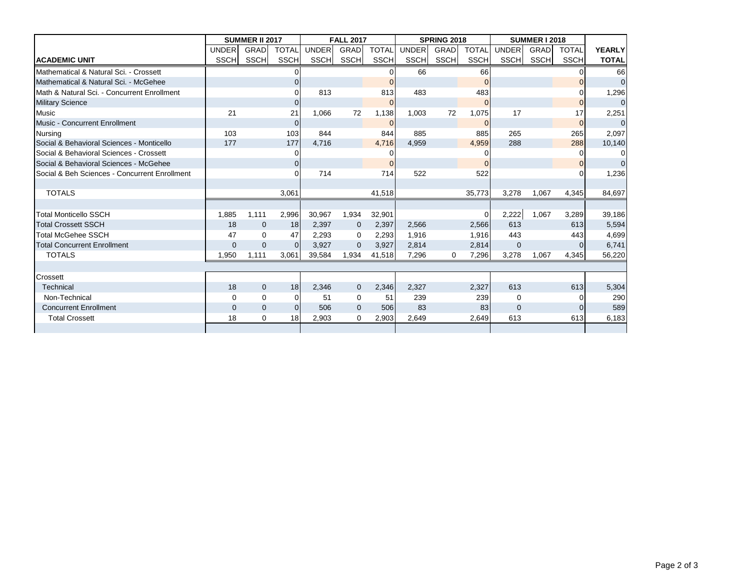| | SUMMER II 2017 | | | FALL 2017 | | | SPRING 2018 | | | SUMMER I 2018 | | | |
|---|---|---|---|---|---|---|---|---|---|---|---|---|---|
| | UNDER | GRAD | TOTAL | UNDER | GRAD | TOTAL | UNDER | GRAD | TOTAL | UNDER | GRAD | TOTAL | YEARLY |
| **ACADEMIC UNIT** | SSCH | SSCH | SSCH | SSCH | SSCH | SSCH | SSCH | SSCH | SSCH | SSCH | SSCH | SSCH | **TOTAL** |
| Mathematical & Natural Sci. - Crossett | | | 0 | | | 0 | 66 | | 66 | | | 0 | 66 |
| Mathematical & Natural Sci. - McGehee | | | 0 | | | 0 | | | 0 | | | 0 | 0 |
| Math & Natural Sci. - Concurrent Enrollment | | | 0 | 813 | | 813 | 483 | | 483 | | | 0 | 1,296 |
| Military Science | | | 0 | | | 0 | | | 0 | | | 0 | 0 |
| Music | 21 | | 21 | 1,066 | 72 | 1,138 | 1,003 | 72 | 1,075 | 17 | | 17 | 2,251 |
| Music - Concurrent Enrollment | | | 0 | | | 0 | | | 0 | | | 0 | 0 |
| Nursing | 103 | | 103 | 844 | | 844 | 885 | | 885 | 265 | | 265 | 2,097 |
| Social & Behavioral Sciences - Monticello | 177 | | 177 | 4,716 | | 4,716 | 4,959 | | 4,959 | 288 | | 288 | 10,140 |
| Social & Behavioral Sciences - Crossett | | | 0 | | | 0 | | | 0 | | | 0 | 0 |
| Social & Behavioral Sciences - McGehee | | | 0 | | | 0 | | | 0 | | | 0 | 0 |
| Social & Beh Sciences - Concurrent Enrollment | | | 0 | 714 | | 714 | 522 | | 522 | | | 0 | 1,236 |
| | | | | | | | | | | | | | |
| TOTALS | | | 3,061 | | | 41,518 | | | 35,773 | 3,278 | 1,067 | 4,345 | 84,697 |
| | | | | | | | | | | | | | |
| Total Monticello SSCH | 1,885 | 1,111 | 2,996 | 30,967 | 1,934 | 32,901 | | | 0 | 2,222 | 1,067 | 3,289 | 39,186 |
| Total Crossett SSCH | 18 | 0 | 18 | 2,397 | 0 | 2,397 | 2,566 | | 2,566 | 613 | | 613 | 5,594 |
| Total McGehee SSCH | 47 | 0 | 47 | 2,293 | 0 | 2,293 | 1,916 | | 1,916 | 443 | | 443 | 4,699 |
| Total Concurrent Enrollment | 0 | 0 | 0 | 3,927 | 0 | 3,927 | 2,814 | | 2,814 | 0 | | 0 | 6,741 |
| TOTALS | 1,950 | 1,111 | 3,061 | 39,584 | 1,934 | 41,518 | 7,296 | 0 | 7,296 | 3,278 | 1,067 | 4,345 | 56,220 |
| | | | | | | | | | | | | | |
| Crossett | | | | | | | | | | | | | |
| Technical | 18 | 0 | 18 | 2,346 | 0 | 2,346 | 2,327 | | 2,327 | 613 | | 613 | 5,304 |
| Non-Technical | 0 | 0 | 0 | 51 | 0 | 51 | 239 | | 239 | 0 | | 0 | 290 |
| Concurrent Enrollment | 0 | 0 | 0 | 506 | 0 | 506 | 83 | | 83 | 0 | | 0 | 589 |
| Total Crossett | 18 | 0 | 18 | 2,903 | 0 | 2,903 | 2,649 | | 2,649 | 613 | | 613 | 6,183 |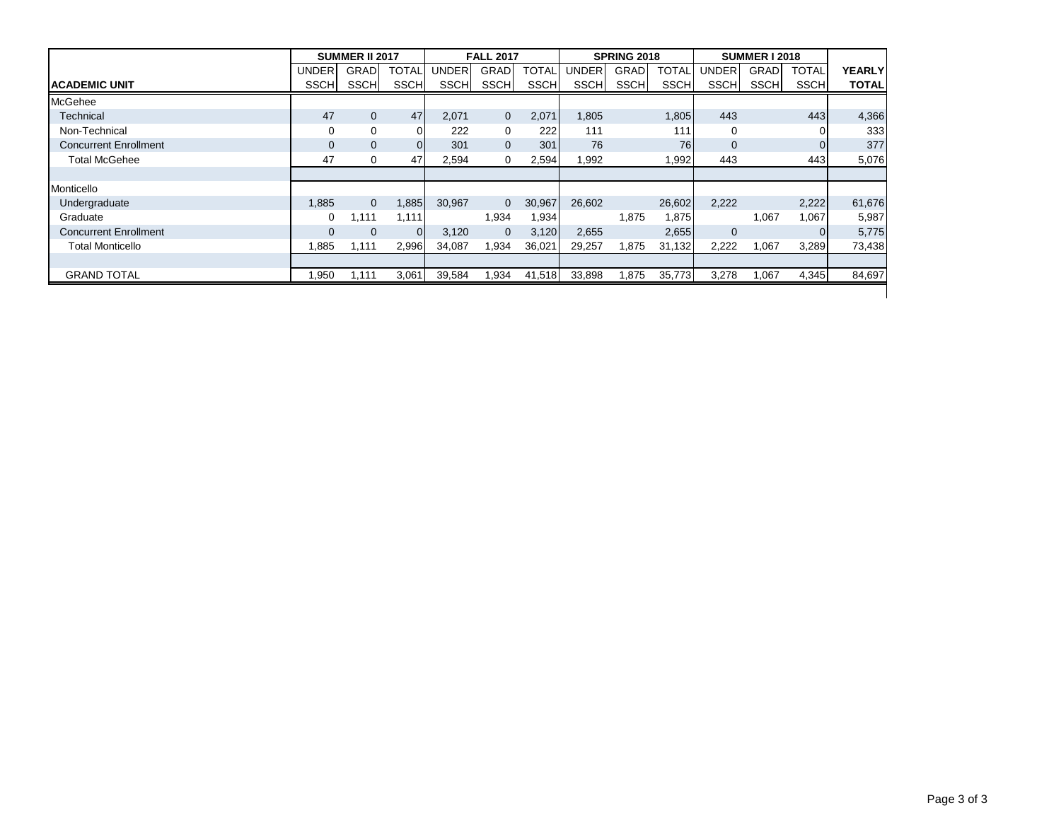| | SUMMER II 2017 | | | FALL 2017 | | | SPRING 2018 | | | SUMMER I 2018 | | | |
|---|---|---|---|---|---|---|---|---|---|---|---|---|---|
| ACADEMIC UNIT | UNDER SSCH | GRAD SSCH | TOTAL SSCH | UNDER SSCH | GRAD SSCH | TOTAL SSCH | UNDER SSCH | GRAD SSCH | TOTAL SSCH | UNDER SSCH | GRAD SSCH | TOTAL SSCH | YEARLY TOTAL |
| McGehee | | | | | | | | | | | | | |
| Technical | 47 | 0 | 47 | 2,071 | 0 | 2,071 | 1,805 | | 1,805 | 443 | | 443 | 4,366 |
| Non-Technical | 0 | 0 | 0 | 222 | 0 | 222 | 111 | | 111 | 0 | | 0 | 333 |
| Concurrent Enrollment | 0 | 0 | 0 | 301 | 0 | 301 | 76 | | 76 | 0 | | 0 | 377 |
| Total McGehee | 47 | 0 | 47 | 2,594 | 0 | 2,594 | 1,992 | | 1,992 | 443 | | 443 | 5,076 |
| | | | | | | | | | | | | | |
| Monticello | | | | | | | | | | | | | |
| Undergraduate | 1,885 | 0 | 1,885 | 30,967 | 0 | 30,967 | 26,602 | | 26,602 | 2,222 | | 2,222 | 61,676 |
| Graduate | 0 | 1,111 | 1,111 | | 1,934 | 1,934 | | 1,875 | 1,875 | | 1,067 | 1,067 | 5,987 |
| Concurrent Enrollment | 0 | 0 | 0 | 3,120 | 0 | 3,120 | 2,655 | | 2,655 | 0 | | 0 | 5,775 |
| Total Monticello | 1,885 | 1,111 | 2,996 | 34,087 | 1,934 | 36,021 | 29,257 | 1,875 | 31,132 | 2,222 | 1,067 | 3,289 | 73,438 |
| | | | | | | | | | | | | | |
| GRAND TOTAL | 1,950 | 1,111 | 3,061 | 39,584 | 1,934 | 41,518 | 33,898 | 1,875 | 35,773 | 3,278 | 1,067 | 4,345 | 84,697 |